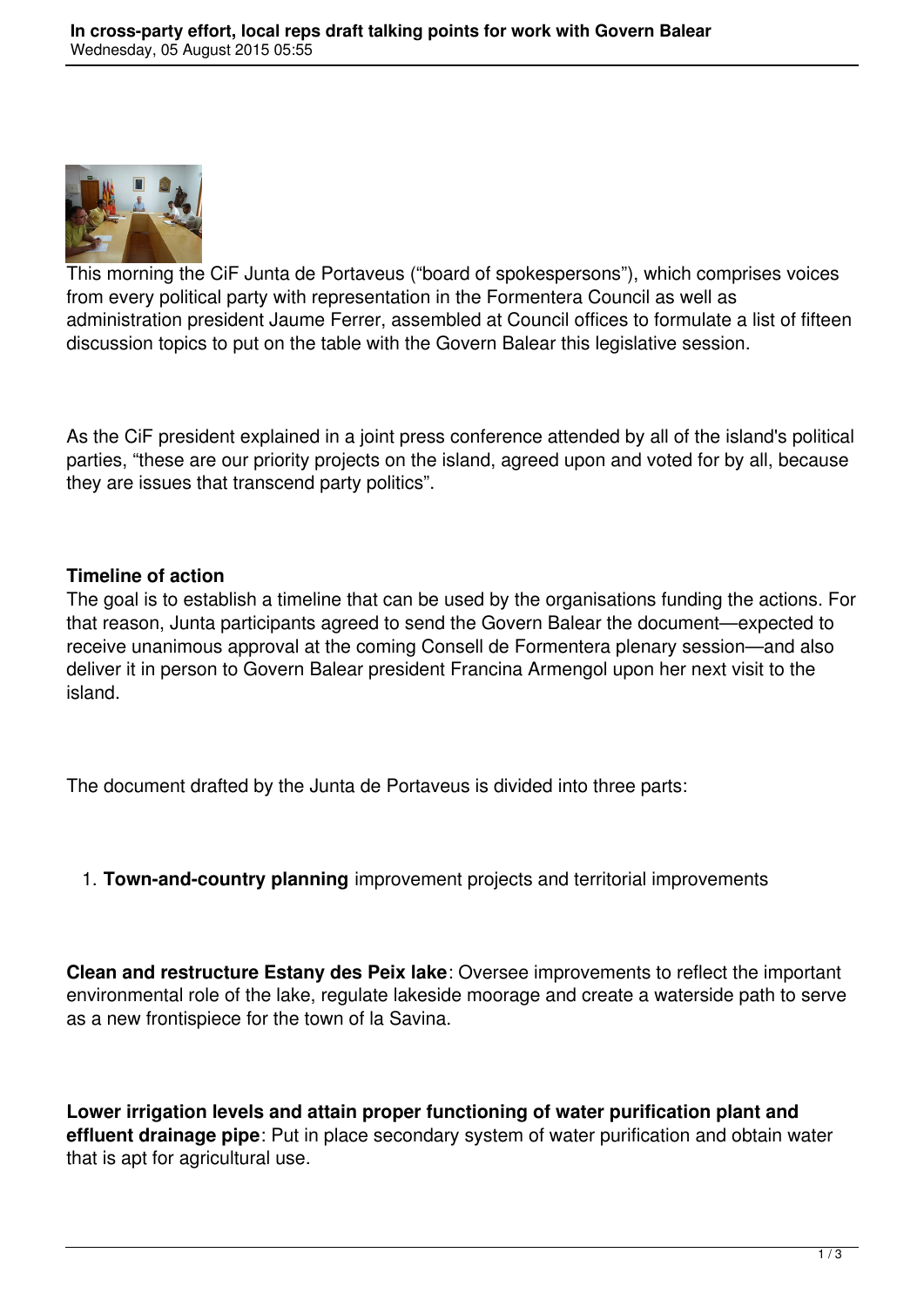This morning the CiF Junta de Portaveus ("board of spokespersons"), which comprises voices from every political party with representation in the Formentera Council as well as administration president Jaume Ferrer, assembled at Council offices to formulate a list of fifteen discussion topics to put on the table with the Govern Balear this legislative session.

As the CiF president explained in a joint press conference attended by all of the island's political parties, "these are our priority projects on the island, agreed upon and voted for by all, because they are issues that transcend party politics".

**Timeline of action**

The goal is to establish a timeline that can be used by the organisations funding the actions. For that reason, Junta participants agreed to send the Govern Balear the document—expected to receive unanimous approval at the coming Consell de Formentera plenary session—and also deliver it in person to Govern Balear president Francina Armengol upon her next visit to the island.

The document drafted by the Junta de Portaveus is divided into three parts:

1. **Town-and-country planning** improvement projects and territorial improvements

**Clean and restructure Estany des Peix lake**: Oversee improvements to reflect the important environmental role of the lake, regulate lakeside moorage and create a waterside path to serve as a new frontispiece for the town of la Savina.

**Lower irrigation levels and attain proper functioning of water purification plant and effluent drainage pipe**: Put in place secondary system of water purification and obtain water that is apt for agricultural use.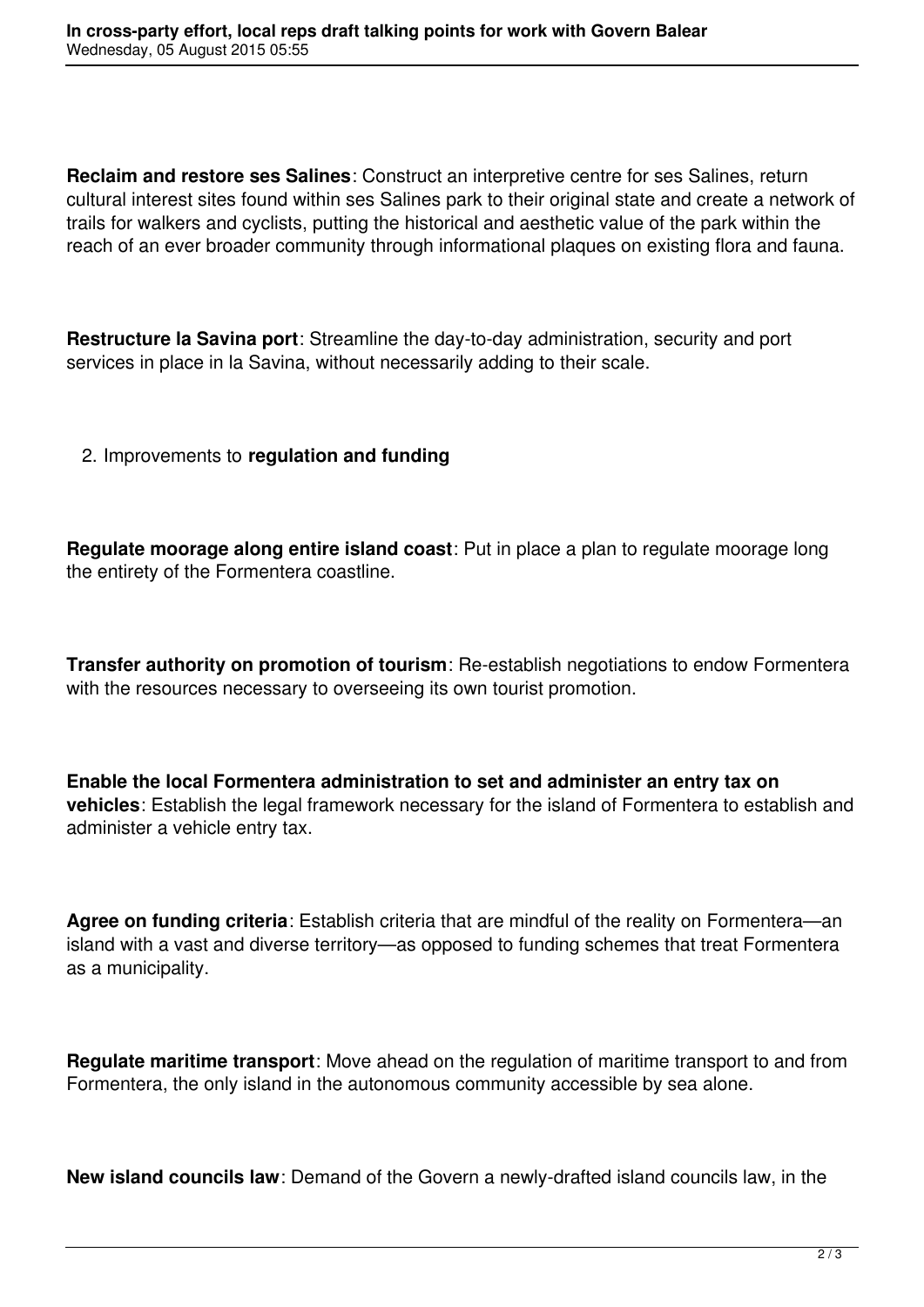**Reclaim and restore ses Salines**: Construct an interpretive centre for ses Salines, return cultural interest sites found within ses Salines park to their original state and create a network of trails for walkers and cyclists, putting the historical and aesthetic value of the park within the reach of an ever broader community through informational plaques on existing flora and fauna.

**Restructure la Savina port**: Streamline the day-to-day administration, security and port services in place in la Savina, without necessarily adding to their scale.

2. Improvements to **regulation and funding**

**Regulate moorage along entire island coast**: Put in place a plan to regulate moorage long the entirety of the Formentera coastline.

**Transfer authority on promotion of tourism**: Re-establish negotiations to endow Formentera with the resources necessary to overseeing its own tourist promotion.

**Enable the local Formentera administration to set and administer an entry tax on vehicles**: Establish the legal framework necessary for the island of Formentera to establish and administer a vehicle entry tax.

**Agree on funding criteria**: Establish criteria that are mindful of the reality on Formentera—an island with a vast and diverse territory—as opposed to funding schemes that treat Formentera as a municipality.

**Regulate maritime transport**: Move ahead on the regulation of maritime transport to and from Formentera, the only island in the autonomous community accessible by sea alone.

**New island councils law**: Demand of the Govern a newly-drafted island councils law, in the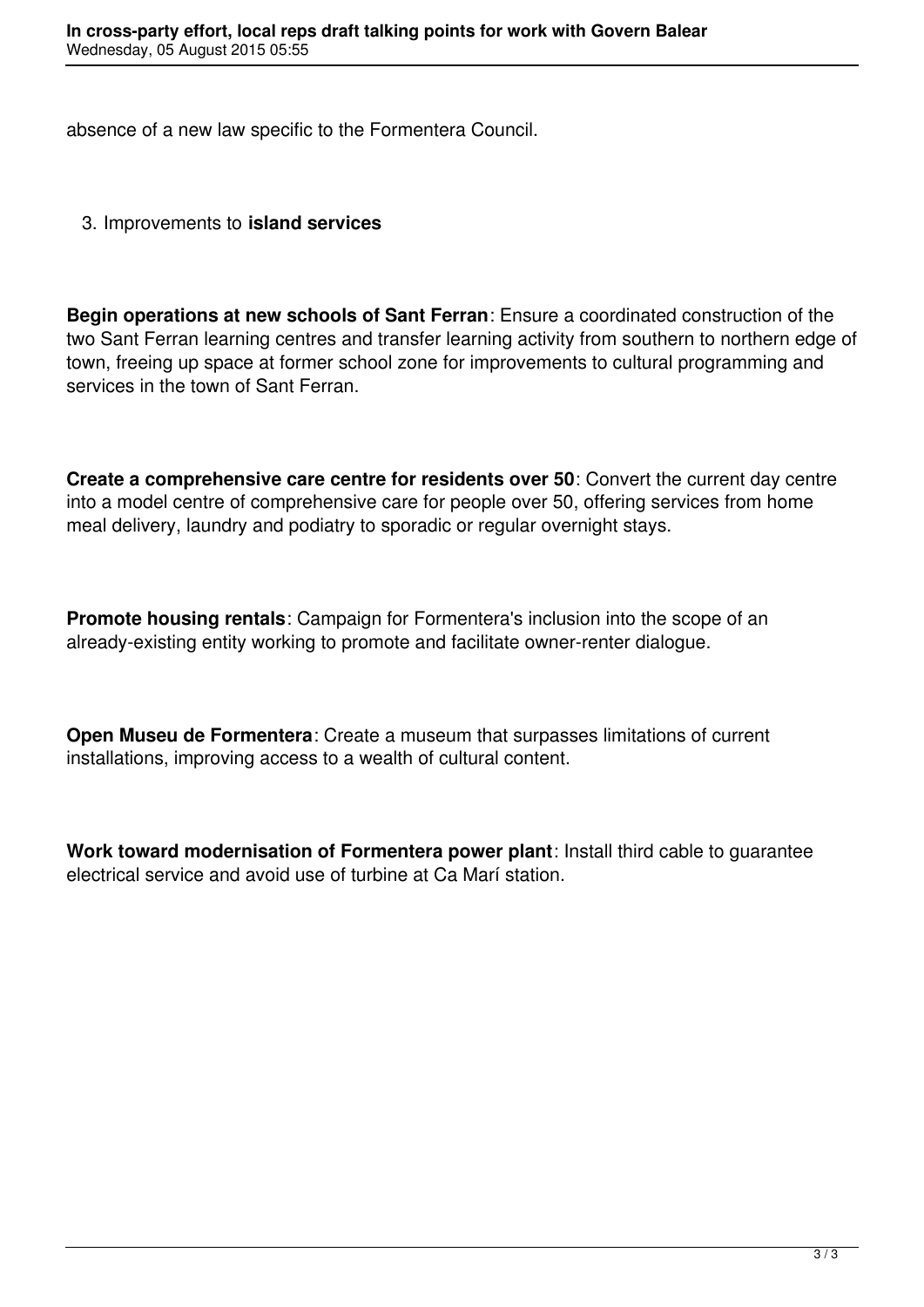absence of a new law specific to the Formentera Council.

3. Improvements to **island services**

**Begin operations at new schools of Sant Ferran**: Ensure a coordinated construction of the two Sant Ferran learning centres and transfer learning activity from southern to northern edge of town, freeing up space at former school zone for improvements to cultural programming and services in the town of Sant Ferran.

**Create a comprehensive care centre for residents over 50**: Convert the current day centre into a model centre of comprehensive care for people over 50, offering services from home meal delivery, laundry and podiatry to sporadic or regular overnight stays.

**Promote housing rentals**: Campaign for Formentera's inclusion into the scope of an already-existing entity working to promote and facilitate owner-renter dialogue.

**Open Museu de Formentera**: Create a museum that surpasses limitations of current installations, improving access to a wealth of cultural content.

**Work toward modernisation of Formentera power plant**: Install third cable to guarantee electrical service and avoid use of turbine at Ca Marí station.